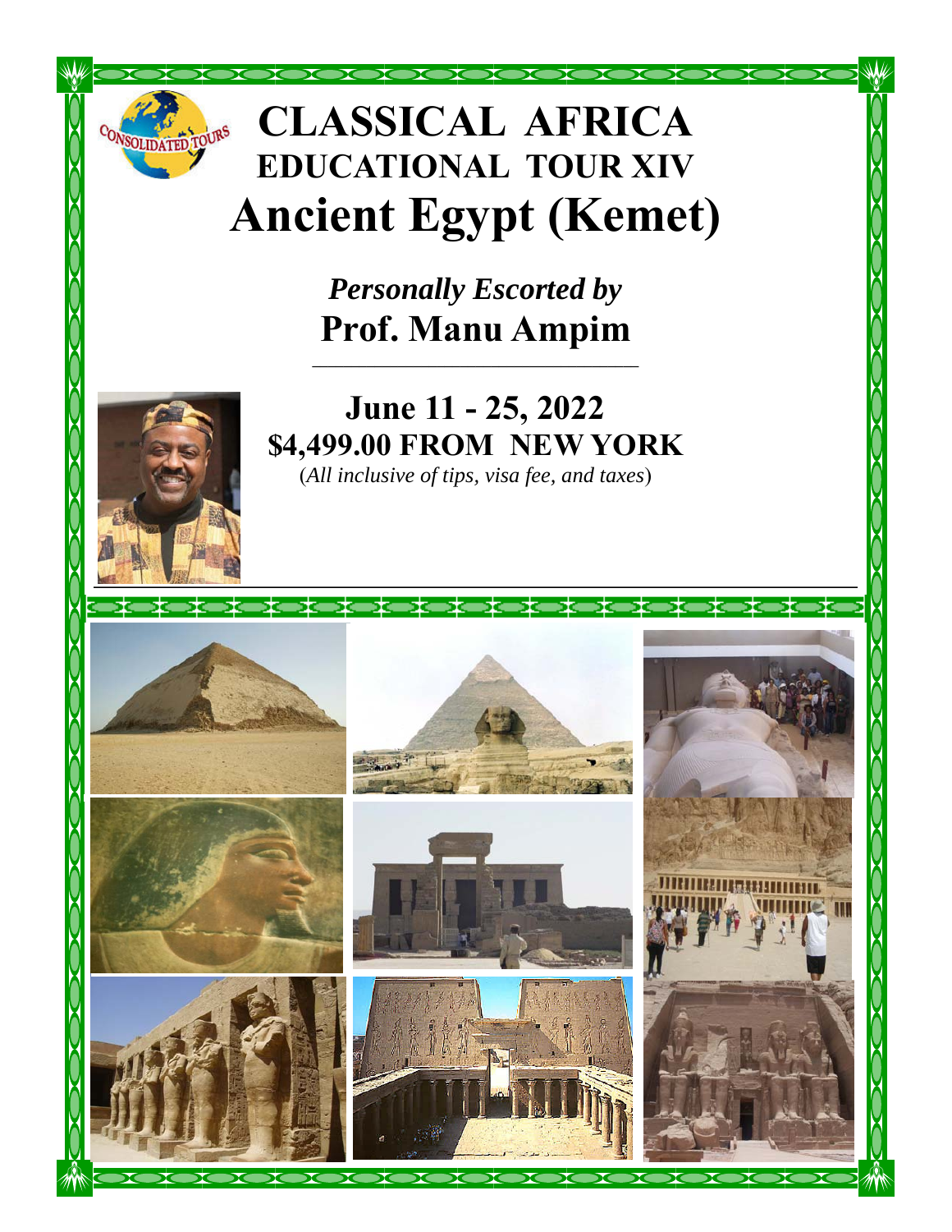# CLASSICAL AFRICA

## EDUCATIONAL TOUR XIV

# Ancient Egypt (Kemet)

*Personally Escorted by*

**Prof. Manu Ampim**

---

## June 11 - 25, 2022

**$4,499.00 FROM NEW YORK**

(*All inclusive of tips, visa fee, and taxes*)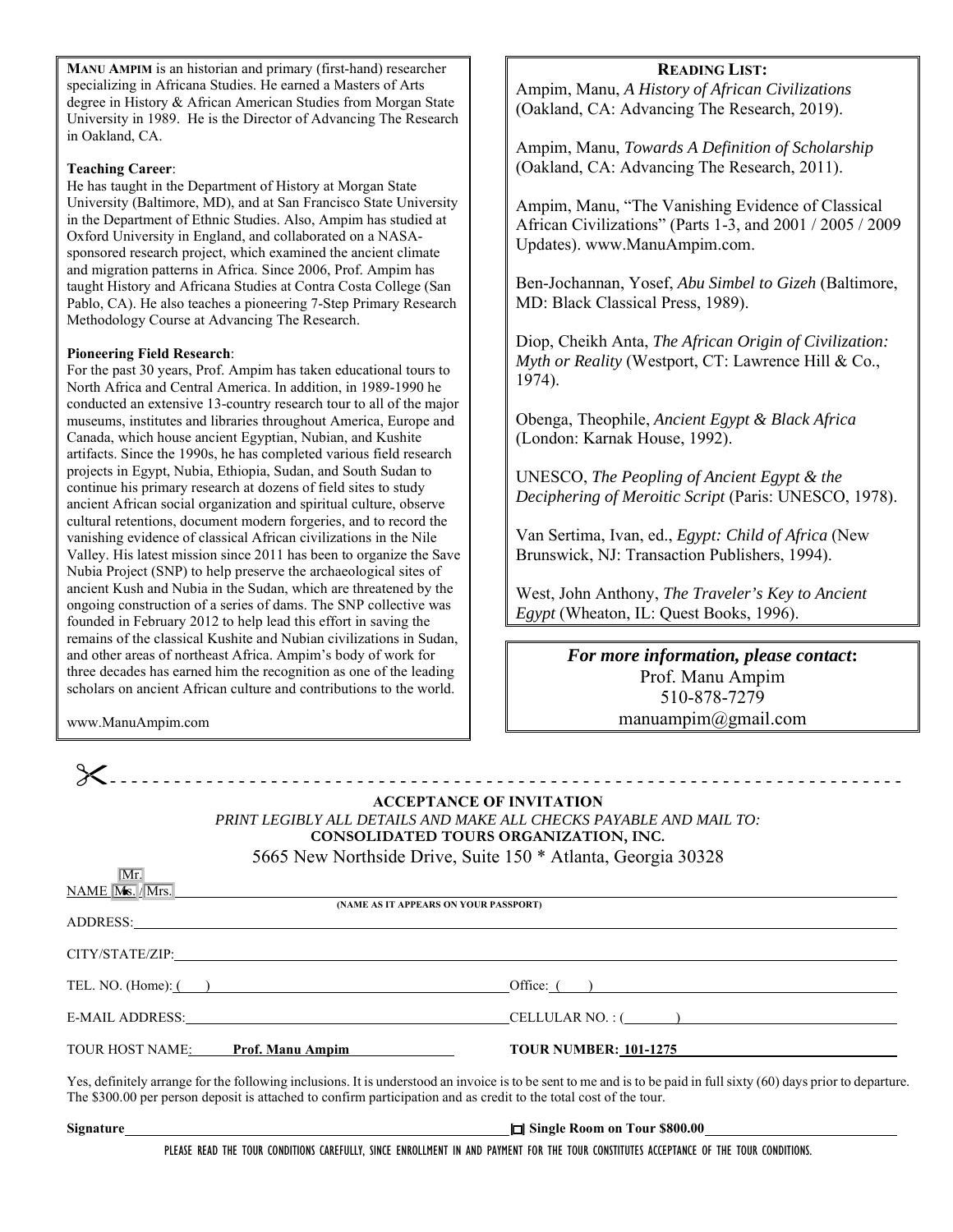**MANU AMPIM** is an historian and primary (first-hand) researcher specializing in Africana Studies. He earned a Masters of Arts degree in History & African American Studies from Morgan State University in 1989. He is the Director of Advancing The Research in Oakland, CA.

**Teaching Career**:

He has taught in the Department of History at Morgan State University (Baltimore, MD), and at San Francisco State University in the Department of Ethnic Studies. Also, Ampim has studied at Oxford University in England, and collaborated on a NASA-sponsored research project, which examined the ancient climate and migration patterns in Africa. Since 2006, Prof. Ampim has taught History and Africana Studies at Contra Costa College (San Pablo, CA). He also teaches a pioneering 7-Step Primary Research Methodology Course at Advancing The Research.

**Pioneering Field Research**:

For the past 30 years, Prof. Ampim has taken educational tours to North Africa and Central America. In addition, in 1989-1990 he conducted an extensive 13-country research tour to all of the major museums, institutes and libraries throughout America, Europe and Canada, which house ancient Egyptian, Nubian, and Kushite artifacts. Since the 1990s, he has completed various field research projects in Egypt, Nubia, Ethiopia, Sudan, and South Sudan to continue his primary research at dozens of field sites to study ancient African social organization and spiritual culture, observe cultural retentions, document modern forgeries, and to record the vanishing evidence of classical African civilizations in the Nile Valley. His latest mission since 2011 has been to organize the Save Nubia Project (SNP) to help preserve the archaeological sites of ancient Kush and Nubia in the Sudan, which are threatened by the ongoing construction of a series of dams. The SNP collective was founded in February 2012 to help lead this effort in saving the remains of the classical Kushite and Nubian civilizations in Sudan, and other areas of northeast Africa. Ampim's body of work for three decades has earned him the recognition as one of the leading scholars on ancient African culture and contributions to the world.

www.ManuAmpim.com

**READING LIST:**

Ampim, Manu, *A History of African Civilizations* (Oakland, CA: Advancing The Research, 2019).

Ampim, Manu, *Towards A Definition of Scholarship* (Oakland, CA: Advancing The Research, 2011).

Ampim, Manu, "The Vanishing Evidence of Classical African Civilizations" (Parts 1-3, and 2001 / 2005 / 2009 Updates). www.ManuAmpim.com.

Ben-Jochannan, Yosef, *Abu Simbel to Gizeh* (Baltimore, MD: Black Classical Press, 1989).

Diop, Cheikh Anta, *The African Origin of Civilization: Myth or Reality* (Westport, CT: Lawrence Hill & Co., 1974).

Obenga, Theophile, *Ancient Egypt & Black Africa* (London: Karnak House, 1992).

UNESCO, *The Peopling of Ancient Egypt & the Deciphering of Meroitic Script* (Paris: UNESCO, 1978).

Van Sertima, Ivan, ed., *Egypt: Child of Africa* (New Brunswick, NJ: Transaction Publishers, 1994).

West, John Anthony, *The Traveler's Key to Ancient Egypt* (Wheaton, IL: Quest Books, 1996).

***For more information, please contact*:**

Prof. Manu Ampim
510-878-7279
manuampim@gmail.com

---

**ACCEPTANCE OF INVITATION**

*PRINT LEGIBLY ALL DETAILS AND MAKE ALL CHECKS PAYABLE AND MAIL TO:*

**CONSOLIDATED TOURS ORGANIZATION, INC.**

5665 New Northside Drive, Suite 150 * Atlanta, Georgia 30328

NAME Mr. / Ms. / Mrs. ______________________________
**(NAME AS IT APPEARS ON YOUR PASSPORT)**

ADDRESS: ______________________________

CITY/STATE/ZIP: ______________________________

TEL. NO. (Home): (   ) ______________ Office: (   ) ______________

E-MAIL ADDRESS: ______________ CELLULAR NO. : (   ) ______________

TOUR HOST NAME: **Prof. Manu Ampim** **TOUR NUMBER: 101-1275**

Yes, definitely arrange for the following inclusions. It is understood an invoice is to be sent to me and is to be paid in full sixty (60) days prior to departure. The $300.00 per person deposit is attached to confirm participation and as credit to the total cost of the tour.

**Signature** ______________ ☐ **Single Room on Tour $800.00** ______________

PLEASE READ THE TOUR CONDITIONS CAREFULLY, SINCE ENROLLMENT IN AND PAYMENT FOR THE TOUR CONSTITUTES ACCEPTANCE OF THE TOUR CONDITIONS.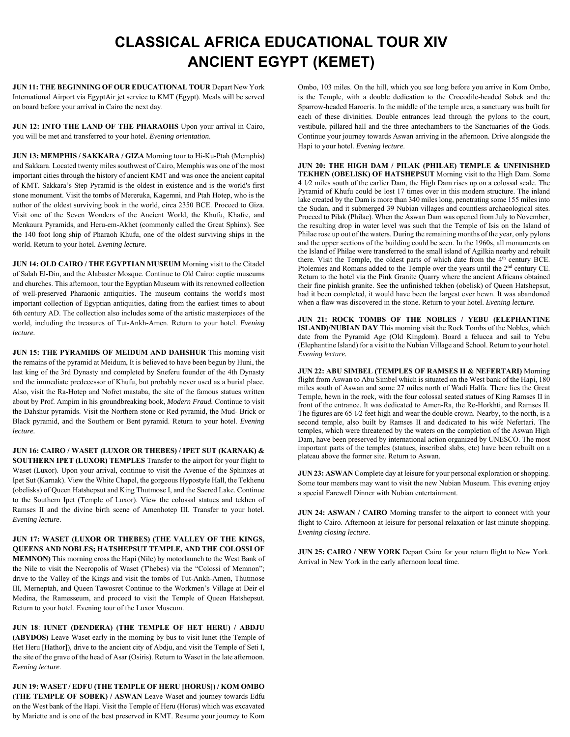# CLASSICAL AFRICA EDUCATIONAL TOUR XIV
# ANCIENT EGYPT (KEMET)

**JUN 11: THE BEGINNING OF OUR EDUCATIONAL TOUR** Depart New York International Airport via EgyptAir jet service to KMT (Egypt). Meals will be served on board before your arrival in Cairo the next day.

**JUN 12: INTO THE LAND OF THE PHARAOHS** Upon your arrival in Cairo, you will be met and transferred to your hotel. *Evening orientation*.

**JUN 13: MEMPHIS / SAKKARA / GIZA** Morning tour to Hi-Ku-Ptah (Memphis) and Sakkara. Located twenty miles southwest of Cairo, Memphis was one of the most important cities through the history of ancient KMT and was once the ancient capital of KMT. Sakkara's Step Pyramid is the oldest in existence and is the world's first stone monument. Visit the tombs of Mereruka, Kagemni, and Ptah Hotep, who is the author of the oldest surviving book in the world, circa 2350 BCE. Proceed to Giza. Visit one of the Seven Wonders of the Ancient World, the Khufu, Khafre, and Menkaura Pyramids, and Heru-em-Akhet (commonly called the Great Sphinx). See the 140 foot long ship of Pharaoh Khufu, one of the oldest surviving ships in the world. Return to your hotel. *Evening lecture.*

**JUN 14: OLD CAIRO / THE EGYPTIAN MUSEUM** Morning visit to the Citadel of Salah El-Din, and the Alabaster Mosque. Continue to Old Cairo: coptic museums and churches. This afternoon, tour the Egyptian Museum with its renowned collection of well-preserved Pharaonic antiquities. The museum contains the world's most important collection of Egyptian antiquities, dating from the earliest times to about 6th century AD. The collection also includes some of the artistic masterpieces of the world, including the treasures of Tut-Ankh-Amen. Return to your hotel. *Evening lecture.*

**JUN 15: THE PYRAMIDS OF MEIDUM AND DAHSHUR** This morning visit the remains of the pyramid at Meidum, It is believed to have been begun by Huni, the last king of the 3rd Dynasty and completed by Sneferu founder of the 4th Dynasty and the immediate predecessor of Khufu, but probably never used as a burial place. Also, visit the Ra-Hotep and Nofret mastaba, the site of the famous statues written about by Prof. Ampim in his groundbreaking book, *Modern Fraud.* Continue to visit the Dahshur pyramids. Visit the Northern stone or Red pyramid, the Mud- Brick or Black pyramid, and the Southern or Bent pyramid. Return to your hotel. *Evening lecture.*

**JUN 16: CAIRO / WASET (LUXOR OR THEBES) / IPET SUT (KARNAK) & SOUTHERN IPET (LUXOR) TEMPLES** Transfer to the airport for your flight to Waset (Luxor). Upon your arrival, continue to visit the Avenue of the Sphinxes at Ipet Sut (Karnak). View the White Chapel, the gorgeous Hypostyle Hall, the Tekhenu (obelisks) of Queen Hatshepsut and King Thutmose I, and the Sacred Lake. Continue to the Southern Ipet (Temple of Luxor). View the colossal statues and tekhen of Ramses II and the divine birth scene of Amenhotep III. Transfer to your hotel. *Evening lecture*.

**JUN 17: WASET (LUXOR OR THEBES) (THE VALLEY OF THE KINGS, QUEENS AND NOBLES; HATSHEPSUT TEMPLE, AND THE COLOSSI OF MEMNON)** This morning cross the Hapi (Nile) by motorlaunch to the West Bank of the Nile to visit the Necropolis of Waset (T'hebes) via the "Colossi of Memnon"; drive to the Valley of the Kings and visit the tombs of Tut-Ankh-Amen, Thutmose III, Merneptah, and Queen Tawosret Continue to the Workmen's Village at Deir el Medina, the Ramesseum, and proceed to visit the Temple of Queen Hatshepsut. Return to your hotel. Evening tour of the Luxor Museum.

**JUN 18**: **IUNET (DENDERA) (THE TEMPLE OF HET HERU) / ABDJU (ABYDOS)** Leave Waset early in the morning by bus to visit Iunet (the Temple of Het Heru [Hathor]), drive to the ancient city of Abdju, and visit the Temple of Seti I, the site of the grave of the head of Asar (Osiris). Return to Waset in the late afternoon. *Evening lecture*.

**JUN 19: WASET / EDFU (THE TEMPLE OF HERU [HORUS]) / KOM OMBO (THE TEMPLE OF SOBEK) / ASWAN** Leave Waset and journey towards Edfu on the West bank of the Hapi. Visit the Temple of Heru (Horus) which was excavated by Mariette and is one of the best preserved in KMT. Resume your journey to Kom Ombo, 103 miles. On the hill, which you see long before you arrive in Kom Ombo, is the Temple, with a double dedication to the Crocodile-headed Sobek and the Sparrow-headed Haroeris. In the middle of the temple area, a sanctuary was built for each of these divinities. Double entrances lead through the pylons to the court, vestibule, pillared hall and the three antechambers to the Sanctuaries of the Gods. Continue your journey towards Aswan arriving in the afternoon. Drive alongside the Hapi to your hotel. *Evening lecture*.

**JUN 20: THE HIGH DAM / PILAK (PHILAE) TEMPLE & UNFINISHED TEKHEN (OBELISK) OF HATSHEPSUT** Morning visit to the High Dam. Some 4 1⁄2 miles south of the earlier Dam, the High Dam rises up on a colossal scale. The Pyramid of Khufu could be lost 17 times over in this modern structure. The inland lake created by the Dam is more than 340 miles long, penetrating some 155 miles into the Sudan, and it submerged 39 Nubian villages and countless archaeological sites. Proceed to Pilak (Philae). When the Aswan Dam was opened from July to November, the resulting drop in water level was such that the Temple of Isis on the Island of Philae rose up out of the waters. During the remaining months of the year, only pylons and the upper sections of the building could be seen. In the 1960s, all monuments on the Island of Philae were transferred to the small island of Agilkia nearby and rebuilt there. Visit the Temple, the oldest parts of which date from the 4th century BCE. Ptolemies and Romans added to the Temple over the years until the 2nd century CE. Return to the hotel via the Pink Granite Quarry where the ancient Africans obtained their fine pinkish granite. See the unfinished tekhen (obelisk) of Queen Hatshepsut, had it been completed, it would have been the largest ever hewn. It was abandoned when a flaw was discovered in the stone. Return to your hotel. *Evening lecture.*

**JUN 21: ROCK TOMBS OF THE NOBLES / YEBU (ELEPHANTINE ISLAND)/NUBIAN DAY** This morning visit the Rock Tombs of the Nobles, which date from the Pyramid Age (Old Kingdom). Board a felucca and sail to Yebu (Elephantine Island) for a visit to the Nubian Village and School. Return to your hotel. *Evening lecture.*

**JUN 22: ABU SIMBEL (TEMPLES OF RAMSES II & NEFERTARI)** Morning flight from Aswan to Abu Simbel which is situated on the West bank of the Hapi, 180 miles south of Aswan and some 27 miles north of Wadi Halfa. There lies the Great Temple, hewn in the rock, with the four colossal seated statues of King Ramses II in front of the entrance. It was dedicated to Amen-Ra, the Re-Horkhti, and Ramses II. The figures are 65 1⁄2 feet high and wear the double crown. Nearby, to the north, is a second temple, also built by Ramses II and dedicated to his wife Nefertari. The temples, which were threatened by the waters on the completion of the Aswan High Dam, have been preserved by international action organized by UNESCO. The most important parts of the temples (statues, inscribed slabs, etc) have been rebuilt on a plateau above the former site. Return to Aswan.

**JUN 23: ASWAN** Complete day at leisure for your personal exploration or shopping. Some tour members may want to visit the new Nubian Museum. This evening enjoy a special Farewell Dinner with Nubian entertainment.

**JUN 24: ASWAN / CAIRO** Morning transfer to the airport to connect with your flight to Cairo. Afternoon at leisure for personal relaxation or last minute shopping. *Evening closing lecture*.

**JUN 25: CAIRO / NEW YORK** Depart Cairo for your return flight to New York. Arrival in New York in the early afternoon local time.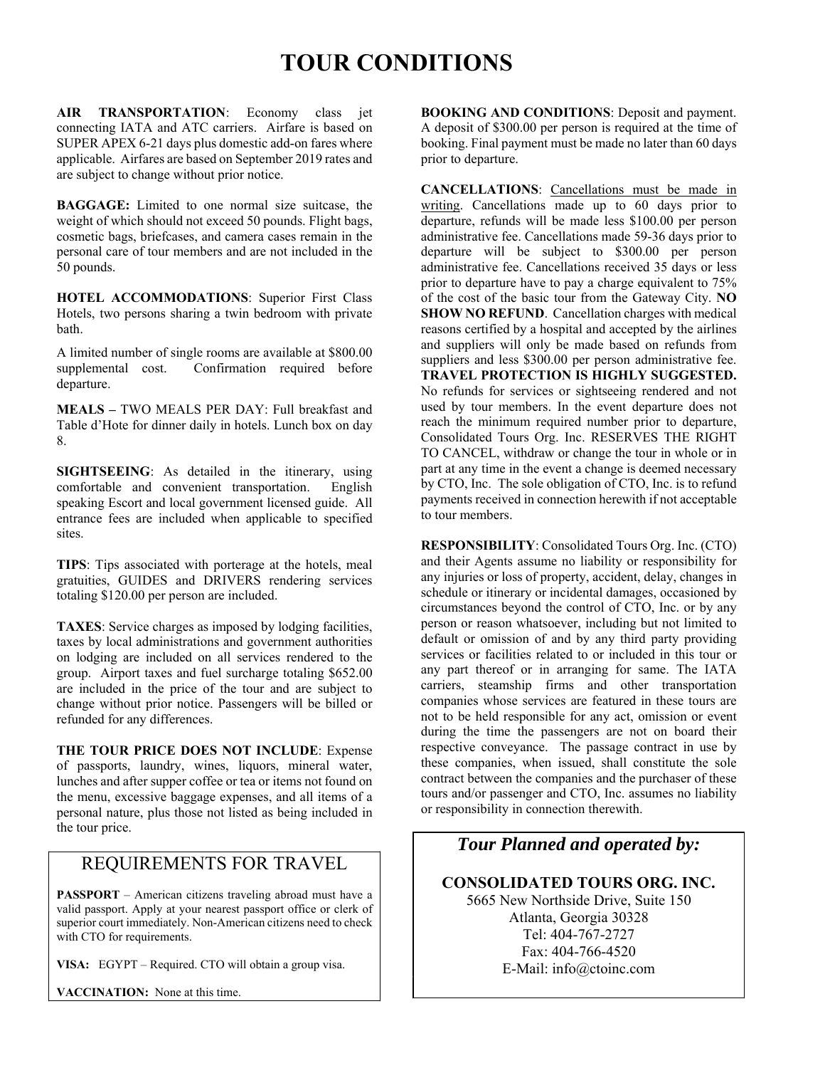# TOUR CONDITIONS

**AIR TRANSPORTATION**: Economy class jet connecting IATA and ATC carriers. Airfare is based on SUPER APEX 6-21 days plus domestic add-on fares where applicable. Airfares are based on September 2019 rates and are subject to change without prior notice.

**BAGGAGE:** Limited to one normal size suitcase, the weight of which should not exceed 50 pounds. Flight bags, cosmetic bags, briefcases, and camera cases remain in the personal care of tour members and are not included in the 50 pounds.

**HOTEL ACCOMMODATIONS**: Superior First Class Hotels, two persons sharing a twin bedroom with private bath.

A limited number of single rooms are available at $800.00 supplemental cost. Confirmation required before departure.

**MEALS –** TWO MEALS PER DAY: Full breakfast and Table d'Hote for dinner daily in hotels. Lunch box on day 8.

**SIGHTSEEING**: As detailed in the itinerary, using comfortable and convenient transportation. English speaking Escort and local government licensed guide. All entrance fees are included when applicable to specified sites.

**TIPS**: Tips associated with porterage at the hotels, meal gratuities, GUIDES and DRIVERS rendering services totaling $120.00 per person are included.

**TAXES**: Service charges as imposed by lodging facilities, taxes by local administrations and government authorities on lodging are included on all services rendered to the group. Airport taxes and fuel surcharge totaling $652.00 are included in the price of the tour and are subject to change without prior notice. Passengers will be billed or refunded for any differences.

**THE TOUR PRICE DOES NOT INCLUDE**: Expense of passports, laundry, wines, liquors, mineral water, lunches and after supper coffee or tea or items not found on the menu, excessive baggage expenses, and all items of a personal nature, plus those not listed as being included in the tour price.

## REQUIREMENTS FOR TRAVEL

**PASSPORT** – American citizens traveling abroad must have a valid passport. Apply at your nearest passport office or clerk of superior court immediately. Non-American citizens need to check with CTO for requirements.

**VISA:** EGYPT – Required. CTO will obtain a group visa.

**VACCINATION:** None at this time.

**BOOKING AND CONDITIONS**: Deposit and payment. A deposit of $300.00 per person is required at the time of booking. Final payment must be made no later than 60 days prior to departure.

**CANCELLATIONS**: Cancellations must be made in writing. Cancellations made up to 60 days prior to departure, refunds will be made less $100.00 per person administrative fee. Cancellations made 59-36 days prior to departure will be subject to $300.00 per person administrative fee. Cancellations received 35 days or less prior to departure have to pay a charge equivalent to 75% of the cost of the basic tour from the Gateway City. **NO SHOW NO REFUND**. Cancellation charges with medical reasons certified by a hospital and accepted by the airlines and suppliers will only be made based on refunds from suppliers and less $300.00 per person administrative fee. **TRAVEL PROTECTION IS HIGHLY SUGGESTED.** No refunds for services or sightseeing rendered and not used by tour members. In the event departure does not reach the minimum required number prior to departure, Consolidated Tours Org. Inc. RESERVES THE RIGHT TO CANCEL, withdraw or change the tour in whole or in part at any time in the event a change is deemed necessary by CTO, Inc. The sole obligation of CTO, Inc. is to refund payments received in connection herewith if not acceptable to tour members.

**RESPONSIBILITY**: Consolidated Tours Org. Inc. (CTO) and their Agents assume no liability or responsibility for any injuries or loss of property, accident, delay, changes in schedule or itinerary or incidental damages, occasioned by circumstances beyond the control of CTO, Inc. or by any person or reason whatsoever, including but not limited to default or omission of and by any third party providing services or facilities related to or included in this tour or any part thereof or in arranging for same. The IATA carriers, steamship firms and other transportation companies whose services are featured in these tours are not to be held responsible for any act, omission or event during the time the passengers are not on board their respective conveyance. The passage contract in use by these companies, when issued, shall constitute the sole contract between the companies and the purchaser of these tours and/or passenger and CTO, Inc. assumes no liability or responsibility in connection therewith.

***Tour Planned and operated by:***

**CONSOLIDATED TOURS ORG. INC.**
5665 New Northside Drive, Suite 150
Atlanta, Georgia 30328
Tel: 404-767-2727
Fax: 404-766-4520
E-Mail: info@ctoinc.com